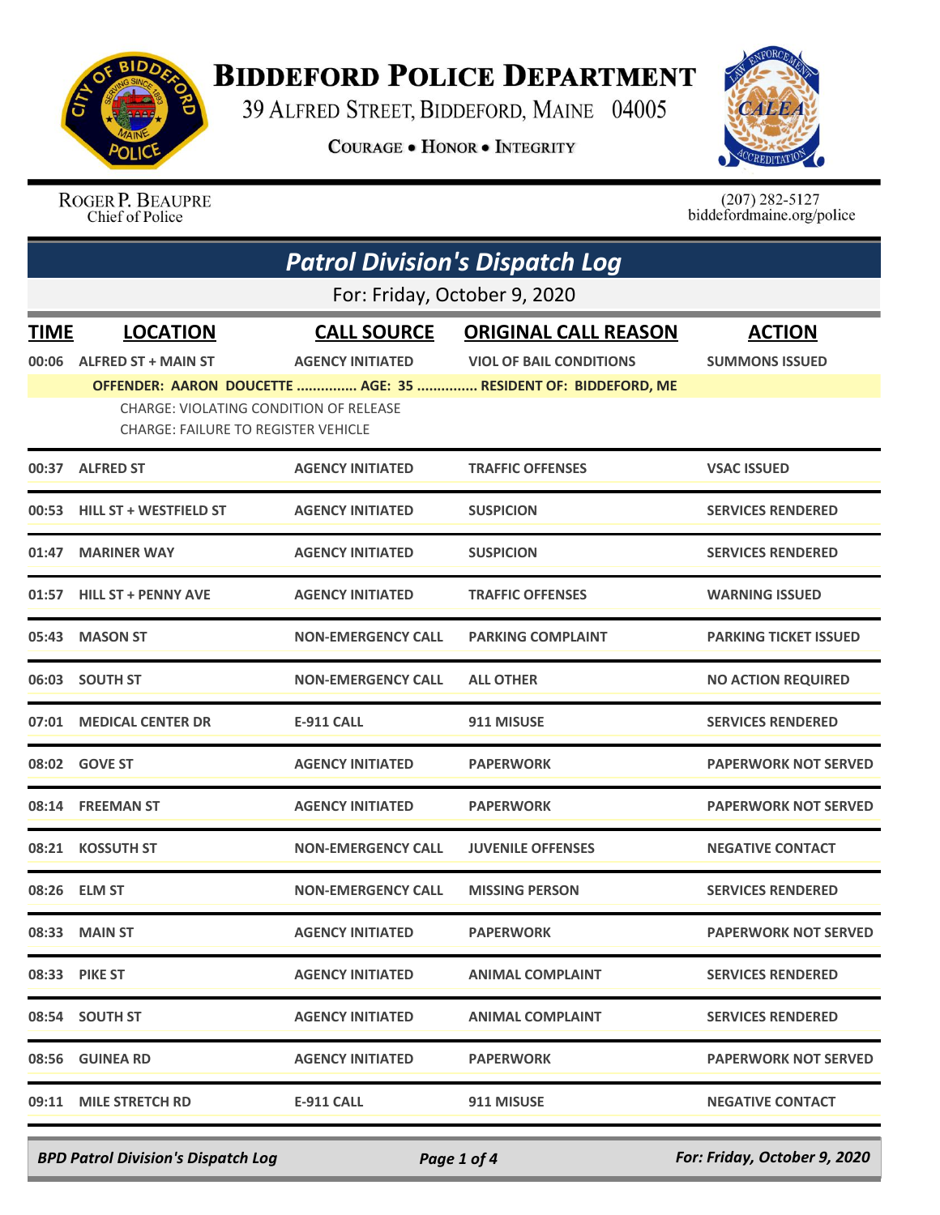# Biddeford Police Department

39 Alfred Street, Biddeford, Maine 04005

**Courage • Honor • Integrity**

Roger P. Beaupre
Chief of Police

(207) 282-5127
biddefordmaine.org/police

## Patrol Division's Dispatch Log

For: Friday, October 9, 2020

| TIME | LOCATION | CALL SOURCE | ORIGINAL CALL REASON | ACTION |
|---|---|---|---|---|
| 00:06 | ALFRED ST + MAIN ST | AGENCY INITIATED | VIOL OF BAIL CONDITIONS | SUMMONS ISSUED |
| | OFFENDER: AARON DOUCETTE ............... AGE: 35 ............... RESIDENT OF: BIDDEFORD, ME<br>CHARGE: VIOLATING CONDITION OF RELEASE<br>CHARGE: FAILURE TO REGISTER VEHICLE | | | |
| 00:37 | ALFRED ST | AGENCY INITIATED | TRAFFIC OFFENSES | VSAC ISSUED |
| 00:53 | HILL ST + WESTFIELD ST | AGENCY INITIATED | SUSPICION | SERVICES RENDERED |
| 01:47 | MARINER WAY | AGENCY INITIATED | SUSPICION | SERVICES RENDERED |
| 01:57 | HILL ST + PENNY AVE | AGENCY INITIATED | TRAFFIC OFFENSES | WARNING ISSUED |
| 05:43 | MASON ST | NON-EMERGENCY CALL | PARKING COMPLAINT | PARKING TICKET ISSUED |
| 06:03 | SOUTH ST | NON-EMERGENCY CALL | ALL OTHER | NO ACTION REQUIRED |
| 07:01 | MEDICAL CENTER DR | E-911 CALL | 911 MISUSE | SERVICES RENDERED |
| 08:02 | GOVE ST | AGENCY INITIATED | PAPERWORK | PAPERWORK NOT SERVED |
| 08:14 | FREEMAN ST | AGENCY INITIATED | PAPERWORK | PAPERWORK NOT SERVED |
| 08:21 | KOSSUTH ST | NON-EMERGENCY CALL | JUVENILE OFFENSES | NEGATIVE CONTACT |
| 08:26 | ELM ST | NON-EMERGENCY CALL | MISSING PERSON | SERVICES RENDERED |
| 08:33 | MAIN ST | AGENCY INITIATED | PAPERWORK | PAPERWORK NOT SERVED |
| 08:33 | PIKE ST | AGENCY INITIATED | ANIMAL COMPLAINT | SERVICES RENDERED |
| 08:54 | SOUTH ST | AGENCY INITIATED | ANIMAL COMPLAINT | SERVICES RENDERED |
| 08:56 | GUINEA RD | AGENCY INITIATED | PAPERWORK | PAPERWORK NOT SERVED |
| 09:11 | MILE STRETCH RD | E-911 CALL | 911 MISUSE | NEGATIVE CONTACT |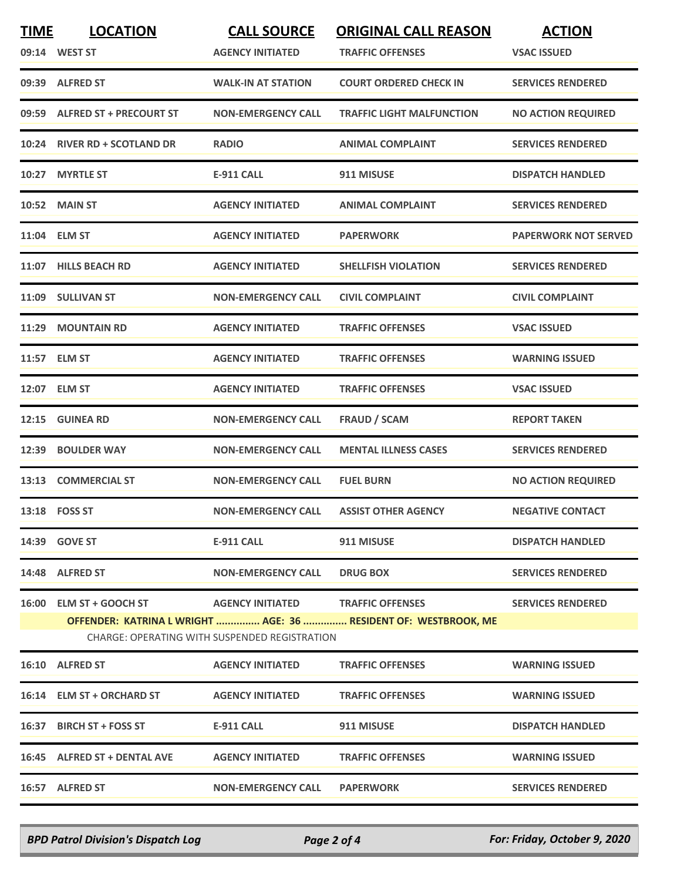| TIME | LOCATION | CALL SOURCE | ORIGINAL CALL REASON | ACTION |
|---|---|---|---|---|
| 09:14 | WEST ST | AGENCY INITIATED | TRAFFIC OFFENSES | VSAC ISSUED |
| 09:39 | ALFRED ST | WALK-IN AT STATION | COURT ORDERED CHECK IN | SERVICES RENDERED |
| 09:59 | ALFRED ST + PRECOURT ST | NON-EMERGENCY CALL | TRAFFIC LIGHT MALFUNCTION | NO ACTION REQUIRED |
| 10:24 | RIVER RD + SCOTLAND DR | RADIO | ANIMAL COMPLAINT | SERVICES RENDERED |
| 10:27 | MYRTLE ST | E-911 CALL | 911 MISUSE | DISPATCH HANDLED |
| 10:52 | MAIN ST | AGENCY INITIATED | ANIMAL COMPLAINT | SERVICES RENDERED |
| 11:04 | ELM ST | AGENCY INITIATED | PAPERWORK | PAPERWORK NOT SERVED |
| 11:07 | HILLS BEACH RD | AGENCY INITIATED | SHELLFISH VIOLATION | SERVICES RENDERED |
| 11:09 | SULLIVAN ST | NON-EMERGENCY CALL | CIVIL COMPLAINT | CIVIL COMPLAINT |
| 11:29 | MOUNTAIN RD | AGENCY INITIATED | TRAFFIC OFFENSES | VSAC ISSUED |
| 11:57 | ELM ST | AGENCY INITIATED | TRAFFIC OFFENSES | WARNING ISSUED |
| 12:07 | ELM ST | AGENCY INITIATED | TRAFFIC OFFENSES | VSAC ISSUED |
| 12:15 | GUINEA RD | NON-EMERGENCY CALL | FRAUD / SCAM | REPORT TAKEN |
| 12:39 | BOULDER WAY | NON-EMERGENCY CALL | MENTAL ILLNESS CASES | SERVICES RENDERED |
| 13:13 | COMMERCIAL ST | NON-EMERGENCY CALL | FUEL BURN | NO ACTION REQUIRED |
| 13:18 | FOSS ST | NON-EMERGENCY CALL | ASSIST OTHER AGENCY | NEGATIVE CONTACT |
| 14:39 | GOVE ST | E-911 CALL | 911 MISUSE | DISPATCH HANDLED |
| 14:48 | ALFRED ST | NON-EMERGENCY CALL | DRUG BOX | SERVICES RENDERED |
| 16:00 | ELM ST + GOOCH ST | AGENCY INITIATED | TRAFFIC OFFENSES | SERVICES RENDERED |
| | OFFENDER: KATRINA L WRIGHT ............... AGE: 36 ............... RESIDENT OF: WESTBROOK, ME | | | |
| | CHARGE: OPERATING WITH SUSPENDED REGISTRATION | | | |
| 16:10 | ALFRED ST | AGENCY INITIATED | TRAFFIC OFFENSES | WARNING ISSUED |
| 16:14 | ELM ST + ORCHARD ST | AGENCY INITIATED | TRAFFIC OFFENSES | WARNING ISSUED |
| 16:37 | BIRCH ST + FOSS ST | E-911 CALL | 911 MISUSE | DISPATCH HANDLED |
| 16:45 | ALFRED ST + DENTAL AVE | AGENCY INITIATED | TRAFFIC OFFENSES | WARNING ISSUED |
| 16:57 | ALFRED ST | NON-EMERGENCY CALL | PAPERWORK | SERVICES RENDERED |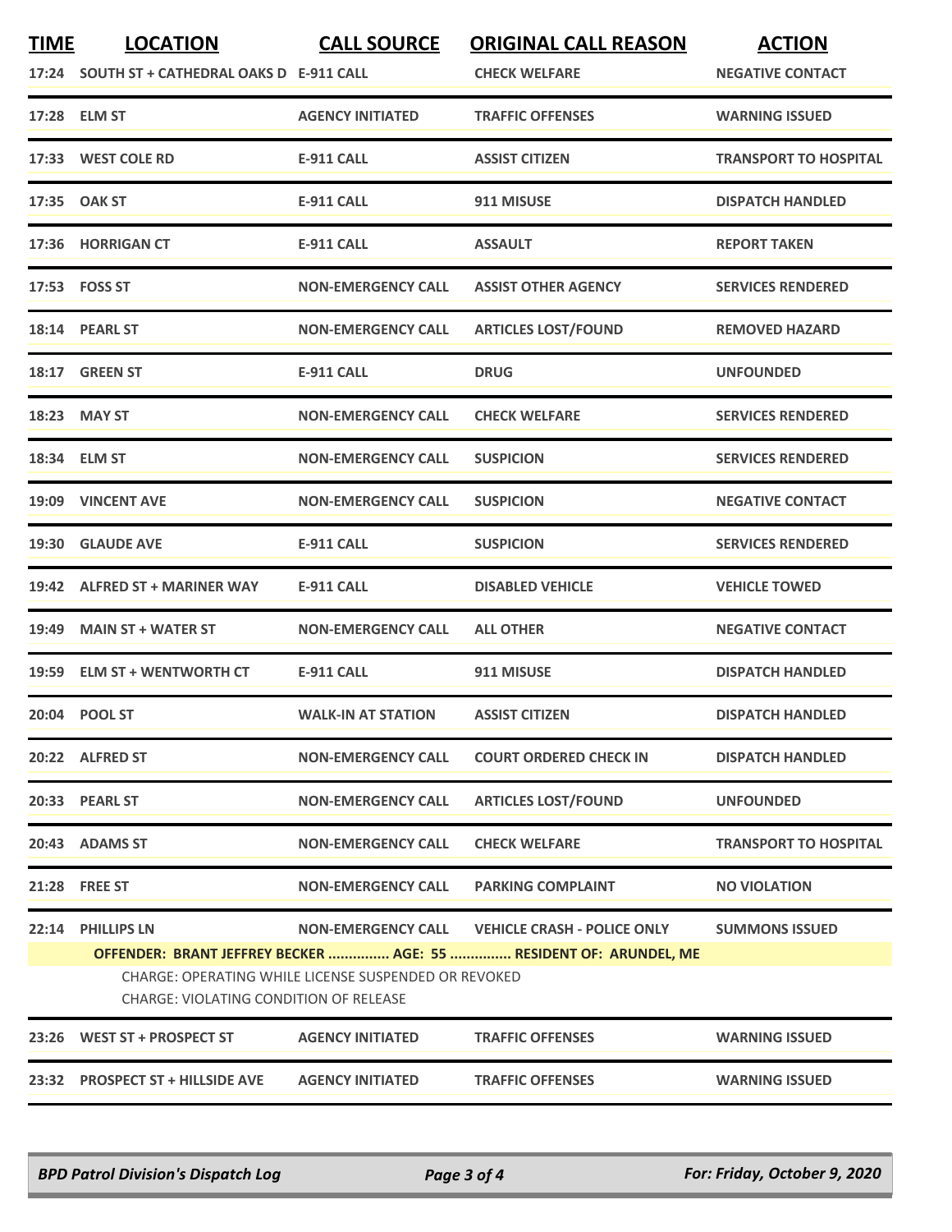| TIME | LOCATION | CALL SOURCE | ORIGINAL CALL REASON | ACTION |
|---|---|---|---|---|
| 17:24 | SOUTH ST + CATHEDRAL OAKS D | E-911 CALL | CHECK WELFARE | NEGATIVE CONTACT |
| 17:28 | ELM ST | AGENCY INITIATED | TRAFFIC OFFENSES | WARNING ISSUED |
| 17:33 | WEST COLE RD | E-911 CALL | ASSIST CITIZEN | TRANSPORT TO HOSPITAL |
| 17:35 | OAK ST | E-911 CALL | 911 MISUSE | DISPATCH HANDLED |
| 17:36 | HORRIGAN CT | E-911 CALL | ASSAULT | REPORT TAKEN |
| 17:53 | FOSS ST | NON-EMERGENCY CALL | ASSIST OTHER AGENCY | SERVICES RENDERED |
| 18:14 | PEARL ST | NON-EMERGENCY CALL | ARTICLES LOST/FOUND | REMOVED HAZARD |
| 18:17 | GREEN ST | E-911 CALL | DRUG | UNFOUNDED |
| 18:23 | MAY ST | NON-EMERGENCY CALL | CHECK WELFARE | SERVICES RENDERED |
| 18:34 | ELM ST | NON-EMERGENCY CALL | SUSPICION | SERVICES RENDERED |
| 19:09 | VINCENT AVE | NON-EMERGENCY CALL | SUSPICION | NEGATIVE CONTACT |
| 19:30 | GLAUDE AVE | E-911 CALL | SUSPICION | SERVICES RENDERED |
| 19:42 | ALFRED ST + MARINER WAY | E-911 CALL | DISABLED VEHICLE | VEHICLE TOWED |
| 19:49 | MAIN ST + WATER ST | NON-EMERGENCY CALL | ALL OTHER | NEGATIVE CONTACT |
| 19:59 | ELM ST + WENTWORTH CT | E-911 CALL | 911 MISUSE | DISPATCH HANDLED |
| 20:04 | POOL ST | WALK-IN AT STATION | ASSIST CITIZEN | DISPATCH HANDLED |
| 20:22 | ALFRED ST | NON-EMERGENCY CALL | COURT ORDERED CHECK IN | DISPATCH HANDLED |
| 20:33 | PEARL ST | NON-EMERGENCY CALL | ARTICLES LOST/FOUND | UNFOUNDED |
| 20:43 | ADAMS ST | NON-EMERGENCY CALL | CHECK WELFARE | TRANSPORT TO HOSPITAL |
| 21:28 | FREE ST | NON-EMERGENCY CALL | PARKING COMPLAINT | NO VIOLATION |
| 22:14 | PHILLIPS LN | NON-EMERGENCY CALL | VEHICLE CRASH - POLICE ONLY | SUMMONS ISSUED |

**OFFENDER: BRANT JEFFREY BECKER ............... AGE: 55 ............... RESIDENT OF: ARUNDEL, ME**

CHARGE: OPERATING WHILE LICENSE SUSPENDED OR REVOKED
CHARGE: VIOLATING CONDITION OF RELEASE

| TIME | LOCATION | CALL SOURCE | ORIGINAL CALL REASON | ACTION |
|---|---|---|---|---|
| 23:26 | WEST ST + PROSPECT ST | AGENCY INITIATED | TRAFFIC OFFENSES | WARNING ISSUED |
| 23:32 | PROSPECT ST + HILLSIDE AVE | AGENCY INITIATED | TRAFFIC OFFENSES | WARNING ISSUED |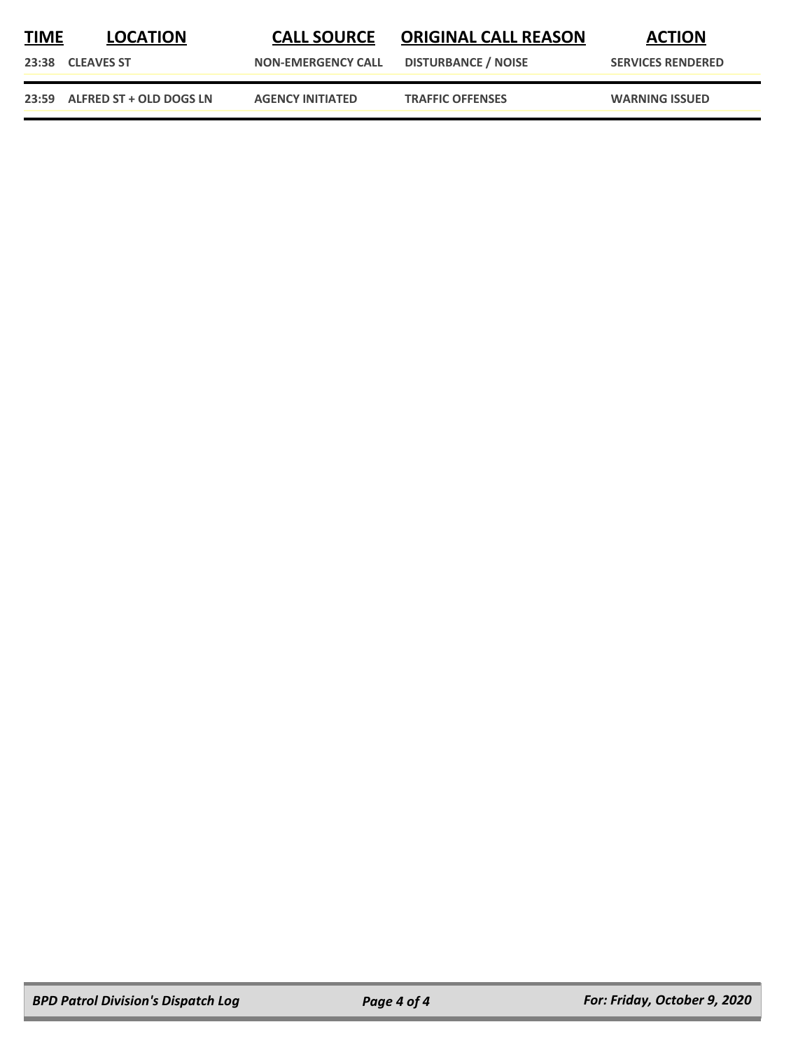| TIME | LOCATION | CALL SOURCE | ORIGINAL CALL REASON | ACTION |
| --- | --- | --- | --- | --- |
| 23:38 | CLEAVES ST | NON-EMERGENCY CALL | DISTURBANCE / NOISE | SERVICES RENDERED |
| 23:59 | ALFRED ST + OLD DOGS LN | AGENCY INITIATED | TRAFFIC OFFENSES | WARNING ISSUED |